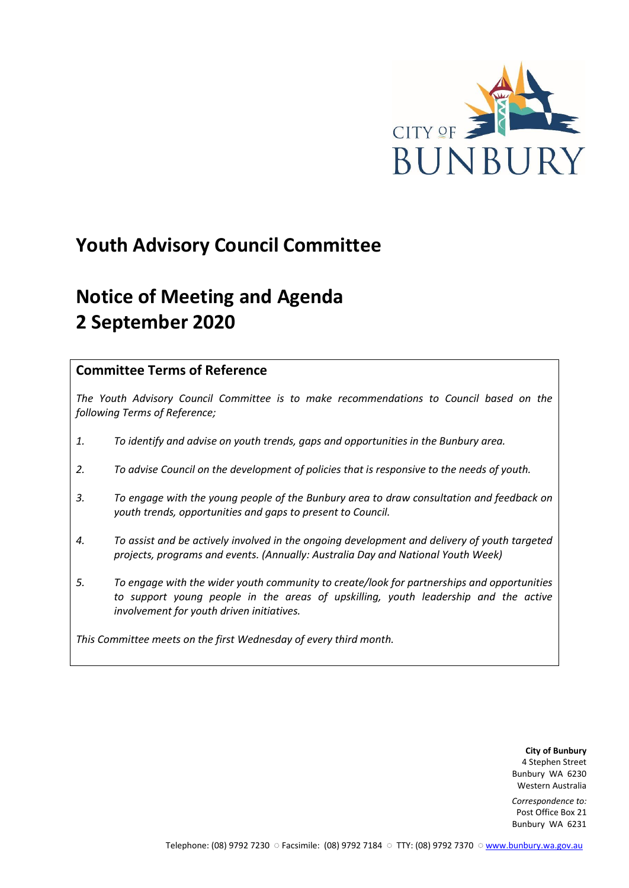# Youth Advisory Council Committee

# Notice of Meeting and Agenda
# 2 September 2020

## Committee Terms of Reference

*The Youth Advisory Council Committee is to make recommendations to Council based on the following Terms of Reference;*

1. *To identify and advise on youth trends, gaps and opportunities in the Bunbury area.*
2. *To advise Council on the development of policies that is responsive to the needs of youth.*
3. *To engage with the young people of the Bunbury area to draw consultation and feedback on youth trends, opportunities and gaps to present to Council.*
4. *To assist and be actively involved in the ongoing development and delivery of youth targeted projects, programs and events. (Annually: Australia Day and National Youth Week)*
5. *To engage with the wider youth community to create/look for partnerships and opportunities to support young people in the areas of upskilling, youth leadership and the active involvement for youth driven initiatives.*

*This Committee meets on the first Wednesday of every third month.*

**City of Bunbury**
4 Stephen Street
Bunbury WA 6230
Western Australia

*Correspondence to:*
Post Office Box 21
Bunbury WA 6231

Telephone: (08) 9792 7230 ○ Facsimile: (08) 9792 7184 ○ TTY: (08) 9792 7370 ○ www.bunbury.wa.gov.au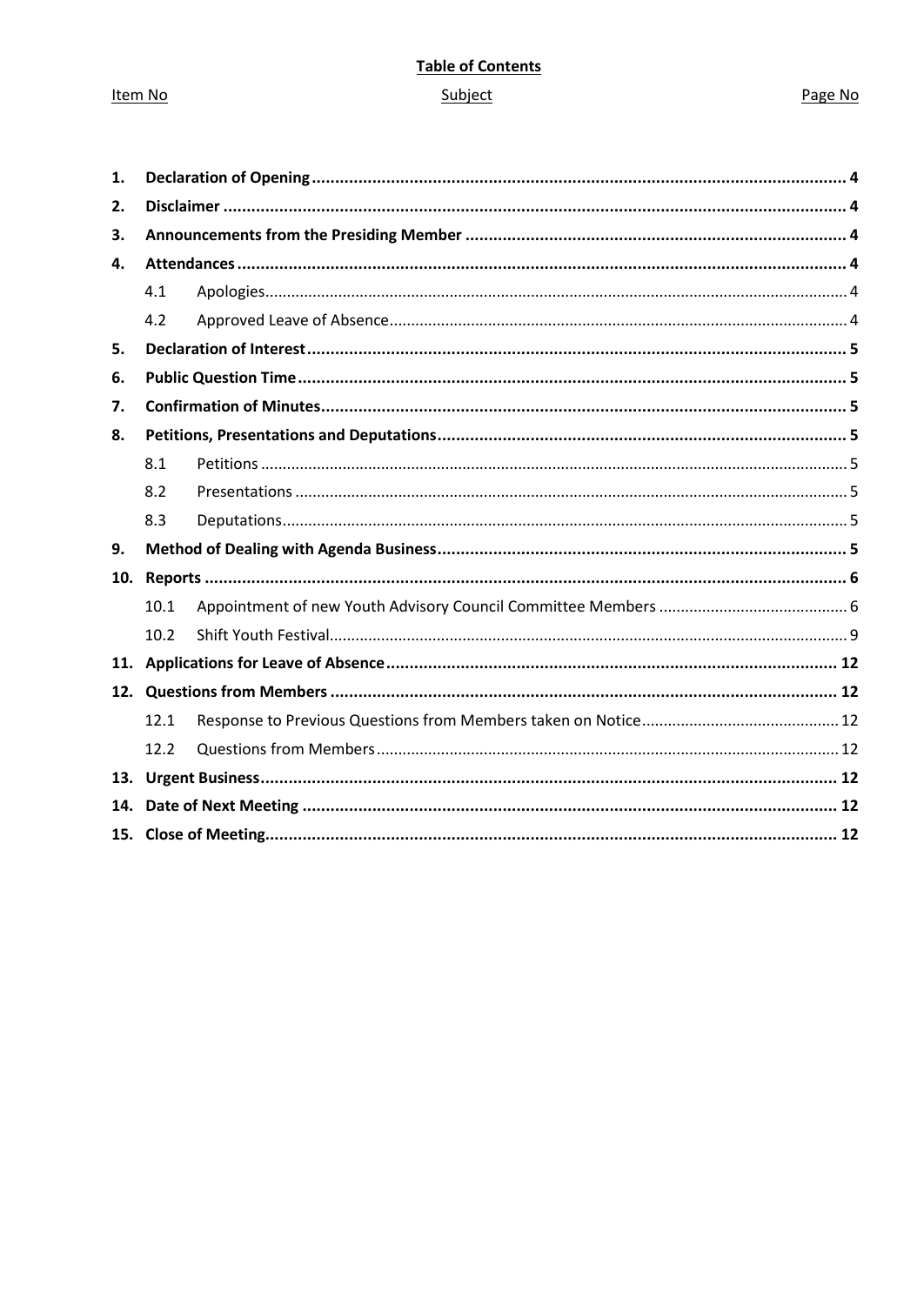**Table of Contents**

| Item No | Subject | Page No |
|---|---|---|
| **1.** | **Declaration of Opening** | **4** |
| **2.** | **Disclaimer** | **4** |
| **3.** | **Announcements from the Presiding Member** | **4** |
| **4.** | **Attendances** | **4** |
| 4.1 | Apologies | 4 |
| 4.2 | Approved Leave of Absence | 4 |
| **5.** | **Declaration of Interest** | **5** |
| **6.** | **Public Question Time** | **5** |
| **7.** | **Confirmation of Minutes** | **5** |
| **8.** | **Petitions, Presentations and Deputations** | **5** |
| 8.1 | Petitions | 5 |
| 8.2 | Presentations | 5 |
| 8.3 | Deputations | 5 |
| **9.** | **Method of Dealing with Agenda Business** | **5** |
| **10.** | **Reports** | **6** |
| 10.1 | Appointment of new Youth Advisory Council Committee Members | 6 |
| 10.2 | Shift Youth Festival | 9 |
| **11.** | **Applications for Leave of Absence** | **12** |
| **12.** | **Questions from Members** | **12** |
| 12.1 | Response to Previous Questions from Members taken on Notice | 12 |
| 12.2 | Questions from Members | 12 |
| **13.** | **Urgent Business** | **12** |
| **14.** | **Date of Next Meeting** | **12** |
| **15.** | **Close of Meeting** | **12** |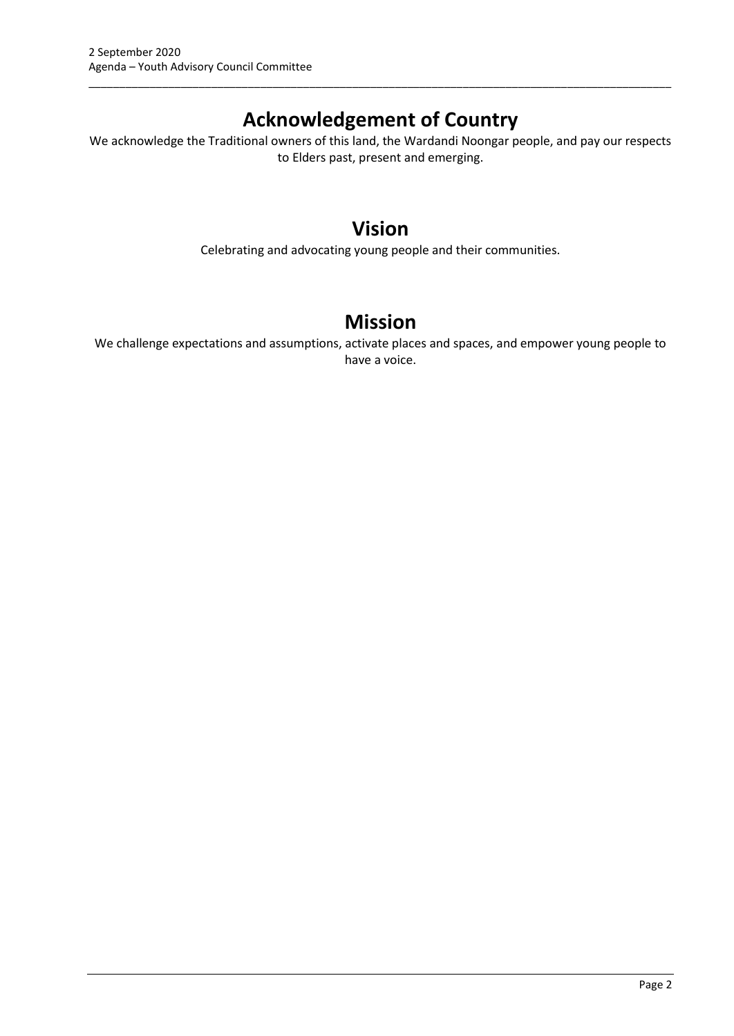# Acknowledgement of Country

We acknowledge the Traditional owners of this land, the Wardandi Noongar people, and pay our respects to Elders past, present and emerging.

# Vision

Celebrating and advocating young people and their communities.

# Mission

We challenge expectations and assumptions, activate places and spaces, and empower young people to have a voice.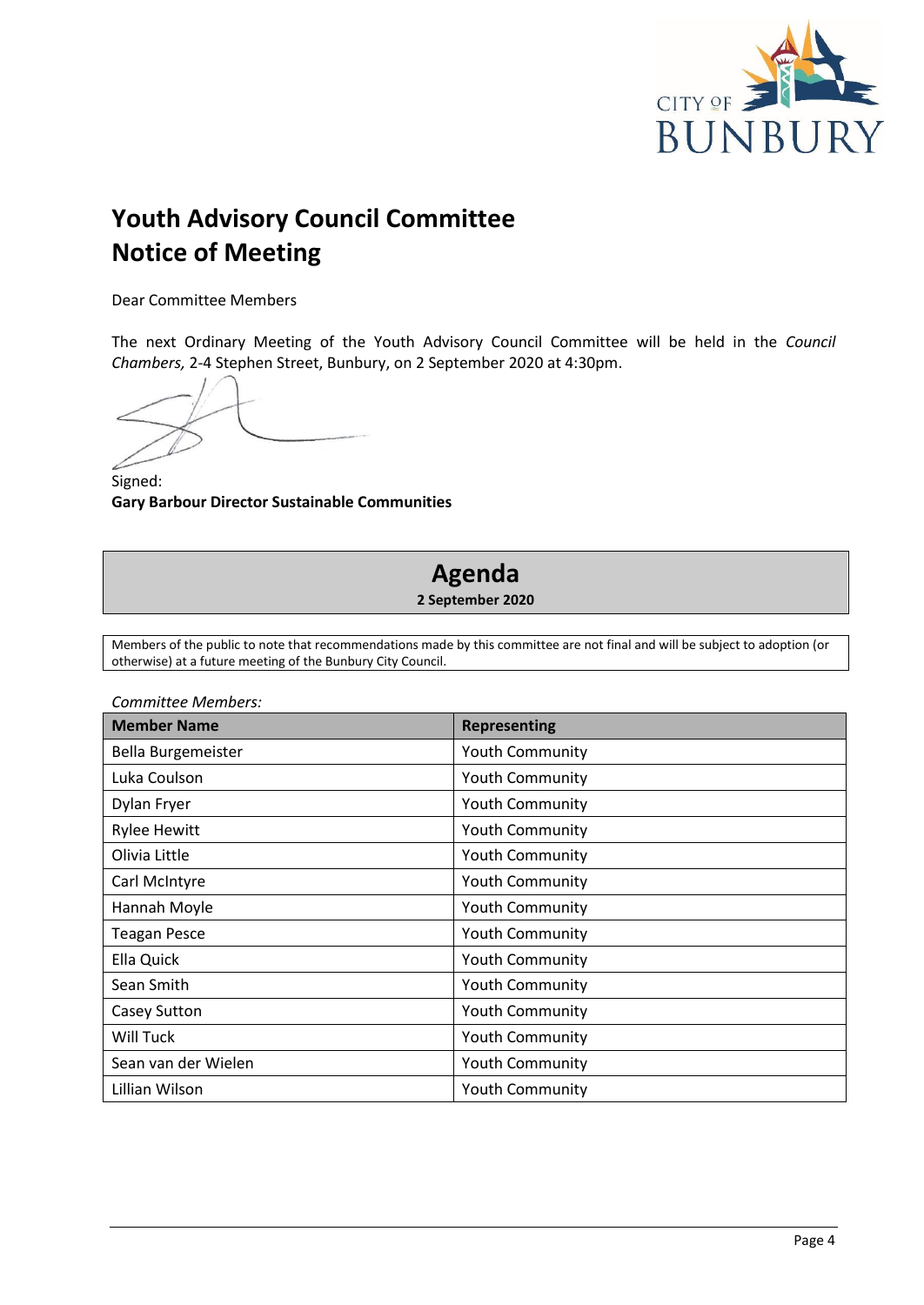# Youth Advisory Council Committee
# Notice of Meeting

Dear Committee Members

The next Ordinary Meeting of the Youth Advisory Council Committee will be held in the *Council Chambers,* 2-4 Stephen Street, Bunbury, on 2 September 2020 at 4:30pm.

Signed:
**Gary Barbour Director Sustainable Communities**

## Agenda

**2 September 2020**

Members of the public to note that recommendations made by this committee are not final and will be subject to adoption (or otherwise) at a future meeting of the Bunbury City Council.

*Committee Members:*

| Member Name | Representing |
|---|---|
| Bella Burgemeister | Youth Community |
| Luka Coulson | Youth Community |
| Dylan Fryer | Youth Community |
| Rylee Hewitt | Youth Community |
| Olivia Little | Youth Community |
| Carl McIntyre | Youth Community |
| Hannah Moyle | Youth Community |
| Teagan Pesce | Youth Community |
| Ella Quick | Youth Community |
| Sean Smith | Youth Community |
| Casey Sutton | Youth Community |
| Will Tuck | Youth Community |
| Sean van der Wielen | Youth Community |
| Lillian Wilson | Youth Community |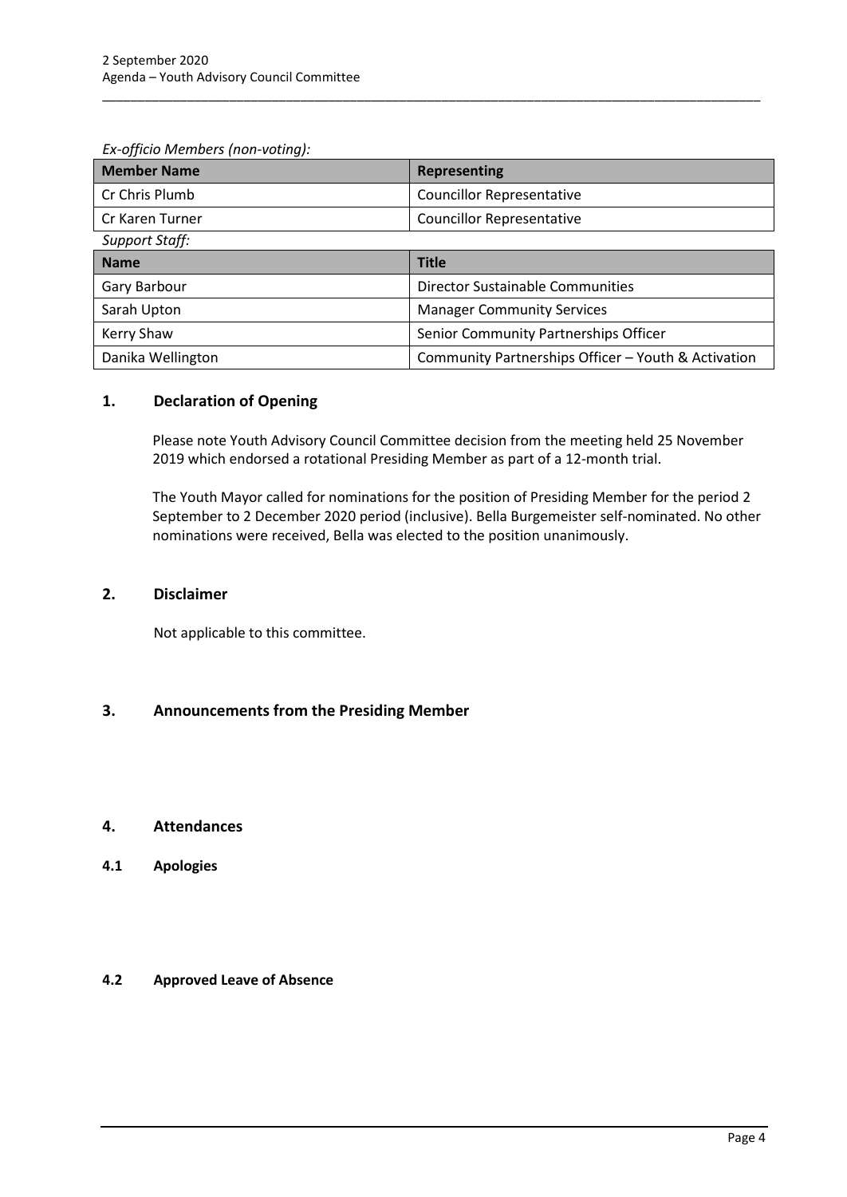*Ex-officio Members (non-voting):*

| Member Name | Representing |
|---|---|
| Cr Chris Plumb | Councillor Representative |
| Cr Karen Turner | Councillor Representative |

*Support Staff:*

| Name | Title |
|---|---|
| Gary Barbour | Director Sustainable Communities |
| Sarah Upton | Manager Community Services |
| Kerry Shaw | Senior Community Partnerships Officer |
| Danika Wellington | Community Partnerships Officer – Youth & Activation |

## 1. Declaration of Opening

Please note Youth Advisory Council Committee decision from the meeting held 25 November 2019 which endorsed a rotational Presiding Member as part of a 12-month trial.

The Youth Mayor called for nominations for the position of Presiding Member for the period 2 September to 2 December 2020 period (inclusive). Bella Burgemeister self-nominated. No other nominations were received, Bella was elected to the position unanimously.

## 2. Disclaimer

Not applicable to this committee.

## 3. Announcements from the Presiding Member

## 4. Attendances

### 4.1 Apologies

### 4.2 Approved Leave of Absence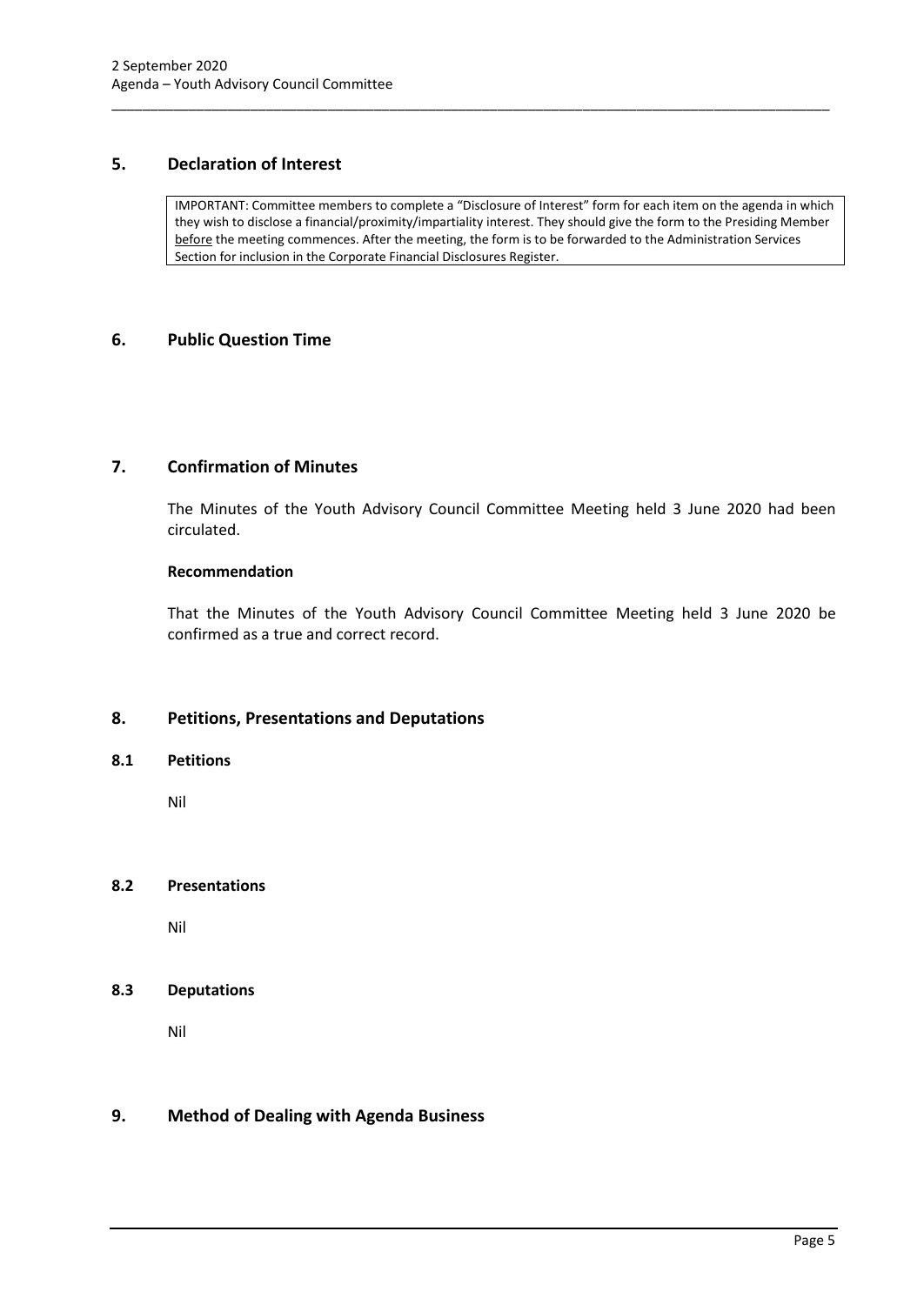## 5. Declaration of Interest

IMPORTANT: Committee members to complete a "Disclosure of Interest" form for each item on the agenda in which they wish to disclose a financial/proximity/impartiality interest. They should give the form to the Presiding Member before the meeting commences. After the meeting, the form is to be forwarded to the Administration Services Section for inclusion in the Corporate Financial Disclosures Register.

## 6. Public Question Time

## 7. Confirmation of Minutes

The Minutes of the Youth Advisory Council Committee Meeting held 3 June 2020 had been circulated.

**Recommendation**

That the Minutes of the Youth Advisory Council Committee Meeting held 3 June 2020 be confirmed as a true and correct record.

## 8. Petitions, Presentations and Deputations

### 8.1 Petitions

Nil

### 8.2 Presentations

Nil

### 8.3 Deputations

Nil

## 9. Method of Dealing with Agenda Business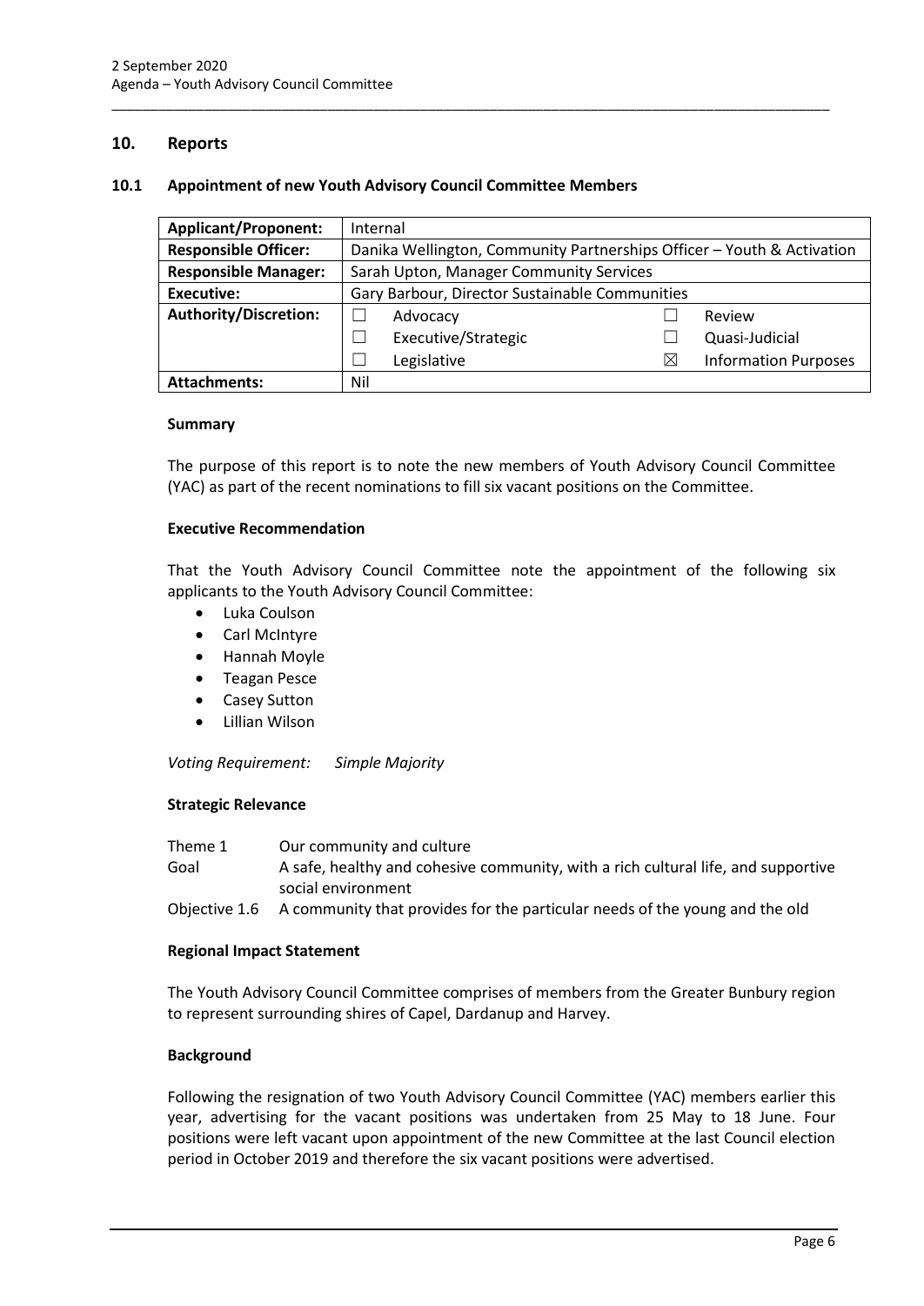## 10. Reports

### 10.1 Appointment of new Youth Advisory Council Committee Members

| **Applicant/Proponent:** | Internal | | | |
|---|---|---|---|---|
| **Responsible Officer:** | Danika Wellington, Community Partnerships Officer – Youth & Activation | | | |
| **Responsible Manager:** | Sarah Upton, Manager Community Services | | | |
| **Executive:** | Gary Barbour, Director Sustainable Communities | | | |
| **Authority/Discretion:** | ☐ | Advocacy | ☐ | Review |
| | ☐ | Executive/Strategic | ☐ | Quasi-Judicial |
| | ☐ | Legislative | ☒ | Information Purposes |
| **Attachments:** | Nil | | | |

#### Summary

The purpose of this report is to note the new members of Youth Advisory Council Committee (YAC) as part of the recent nominations to fill six vacant positions on the Committee.

#### Executive Recommendation

That the Youth Advisory Council Committee note the appointment of the following six applicants to the Youth Advisory Council Committee:

- Luka Coulson
- Carl McIntyre
- Hannah Moyle
- Teagan Pesce
- Casey Sutton
- Lillian Wilson

*Voting Requirement: Simple Majority*

#### Strategic Relevance

| | |
|---|---|
| Theme 1 | Our community and culture |
| Goal | A safe, healthy and cohesive community, with a rich cultural life, and supportive social environment |
| Objective 1.6 | A community that provides for the particular needs of the young and the old |

#### Regional Impact Statement

The Youth Advisory Council Committee comprises of members from the Greater Bunbury region to represent surrounding shires of Capel, Dardanup and Harvey.

#### Background

Following the resignation of two Youth Advisory Council Committee (YAC) members earlier this year, advertising for the vacant positions was undertaken from 25 May to 18 June. Four positions were left vacant upon appointment of the new Committee at the last Council election period in October 2019 and therefore the six vacant positions were advertised.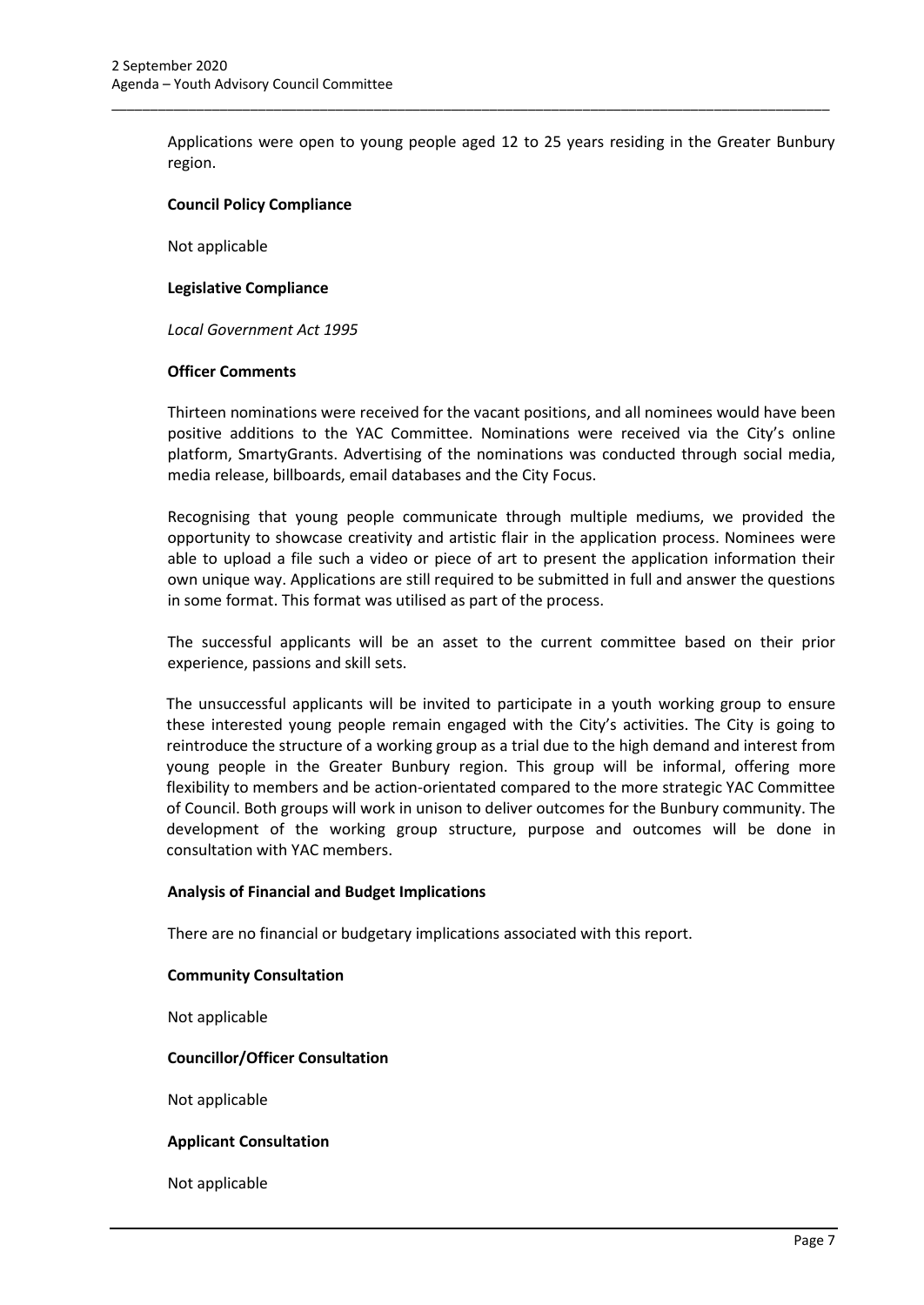Applications were open to young people aged 12 to 25 years residing in the Greater Bunbury region.

**Council Policy Compliance**

Not applicable

**Legislative Compliance**

*Local Government Act 1995*

**Officer Comments**

Thirteen nominations were received for the vacant positions, and all nominees would have been positive additions to the YAC Committee. Nominations were received via the City's online platform, SmartyGrants. Advertising of the nominations was conducted through social media, media release, billboards, email databases and the City Focus.

Recognising that young people communicate through multiple mediums, we provided the opportunity to showcase creativity and artistic flair in the application process. Nominees were able to upload a file such a video or piece of art to present the application information their own unique way. Applications are still required to be submitted in full and answer the questions in some format. This format was utilised as part of the process.

The successful applicants will be an asset to the current committee based on their prior experience, passions and skill sets.

The unsuccessful applicants will be invited to participate in a youth working group to ensure these interested young people remain engaged with the City's activities. The City is going to reintroduce the structure of a working group as a trial due to the high demand and interest from young people in the Greater Bunbury region. This group will be informal, offering more flexibility to members and be action-orientated compared to the more strategic YAC Committee of Council. Both groups will work in unison to deliver outcomes for the Bunbury community. The development of the working group structure, purpose and outcomes will be done in consultation with YAC members.

**Analysis of Financial and Budget Implications**

There are no financial or budgetary implications associated with this report.

**Community Consultation**

Not applicable

**Councillor/Officer Consultation**

Not applicable

**Applicant Consultation**

Not applicable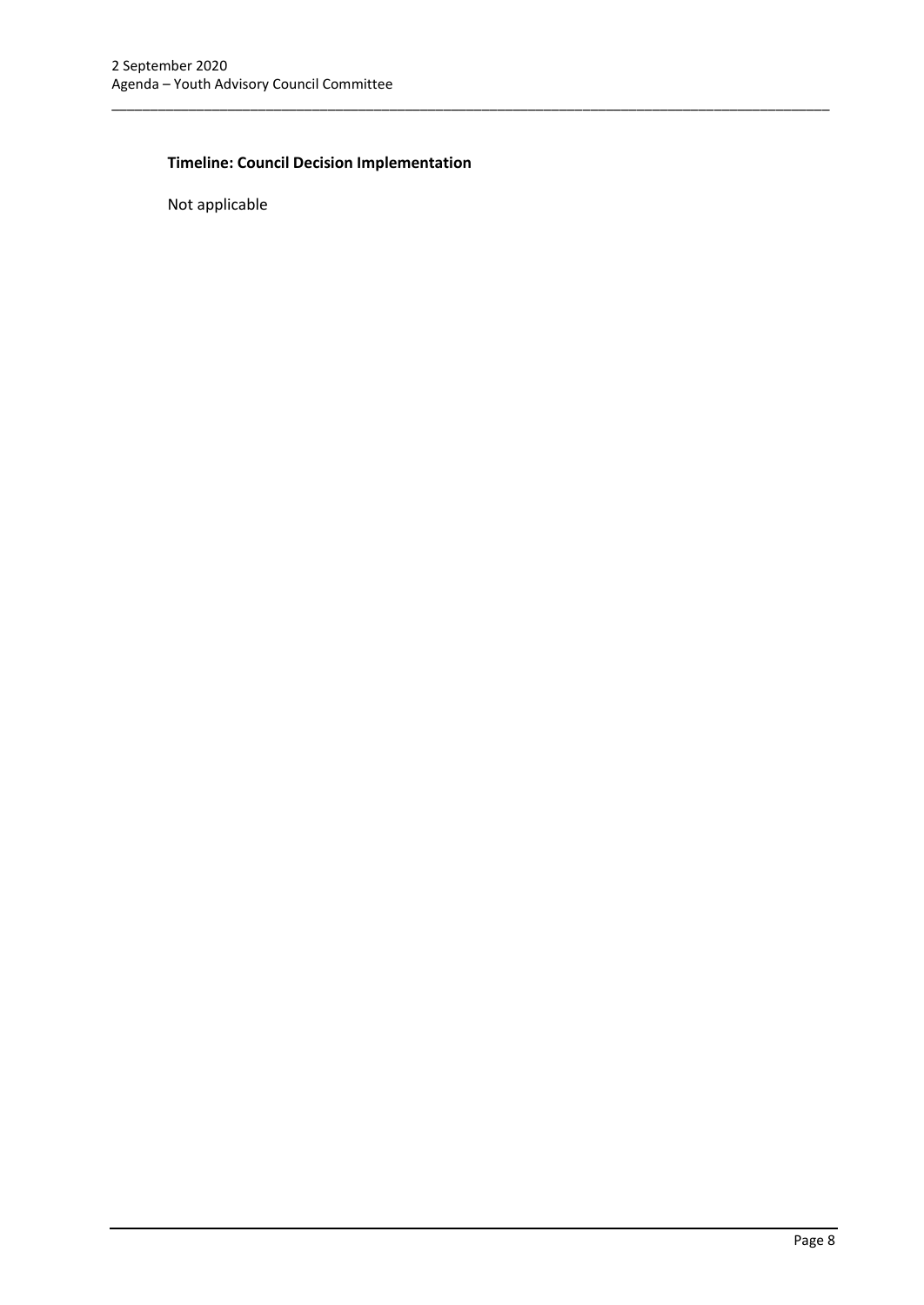**Timeline: Council Decision Implementation**

Not applicable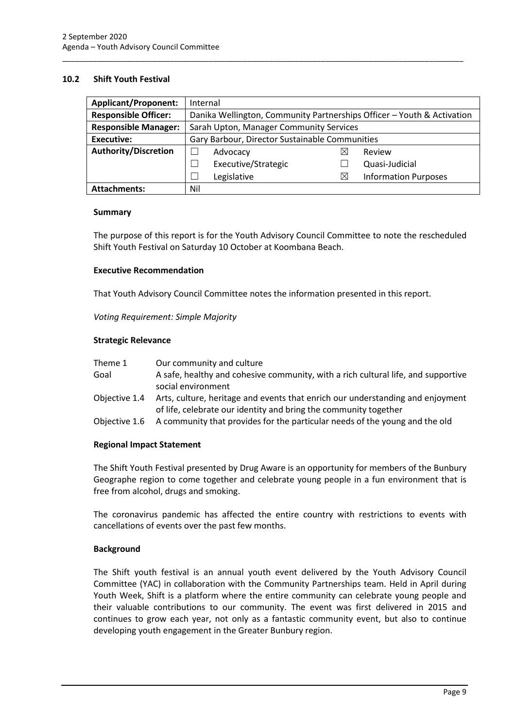## 10.2 Shift Youth Festival

| Applicant/Proponent: | Internal | | | |
|---|---|---|---|---|
| Responsible Officer: | Danika Wellington, Community Partnerships Officer – Youth & Activation | | | |
| Responsible Manager: | Sarah Upton, Manager Community Services | | | |
| Executive: | Gary Barbour, Director Sustainable Communities | | | |
| Authority/Discretion | ☐ | Advocacy | ☒ | Review |
| | ☐ | Executive/Strategic | ☐ | Quasi-Judicial |
| | ☐ | Legislative | ☒ | Information Purposes |
| Attachments: | Nil | | | |

### Summary

The purpose of this report is for the Youth Advisory Council Committee to note the rescheduled Shift Youth Festival on Saturday 10 October at Koombana Beach.

### Executive Recommendation

That Youth Advisory Council Committee notes the information presented in this report.

*Voting Requirement: Simple Majority*

### Strategic Relevance

| | |
|---|---|
| Theme 1 | Our community and culture |
| Goal | A safe, healthy and cohesive community, with a rich cultural life, and supportive social environment |
| Objective 1.4 | Arts, culture, heritage and events that enrich our understanding and enjoyment of life, celebrate our identity and bring the community together |
| Objective 1.6 | A community that provides for the particular needs of the young and the old |

### Regional Impact Statement

The Shift Youth Festival presented by Drug Aware is an opportunity for members of the Bunbury Geographe region to come together and celebrate young people in a fun environment that is free from alcohol, drugs and smoking.

The coronavirus pandemic has affected the entire country with restrictions to events with cancellations of events over the past few months.

### Background

The Shift youth festival is an annual youth event delivered by the Youth Advisory Council Committee (YAC) in collaboration with the Community Partnerships team. Held in April during Youth Week, Shift is a platform where the entire community can celebrate young people and their valuable contributions to our community. The event was first delivered in 2015 and continues to grow each year, not only as a fantastic community event, but also to continue developing youth engagement in the Greater Bunbury region.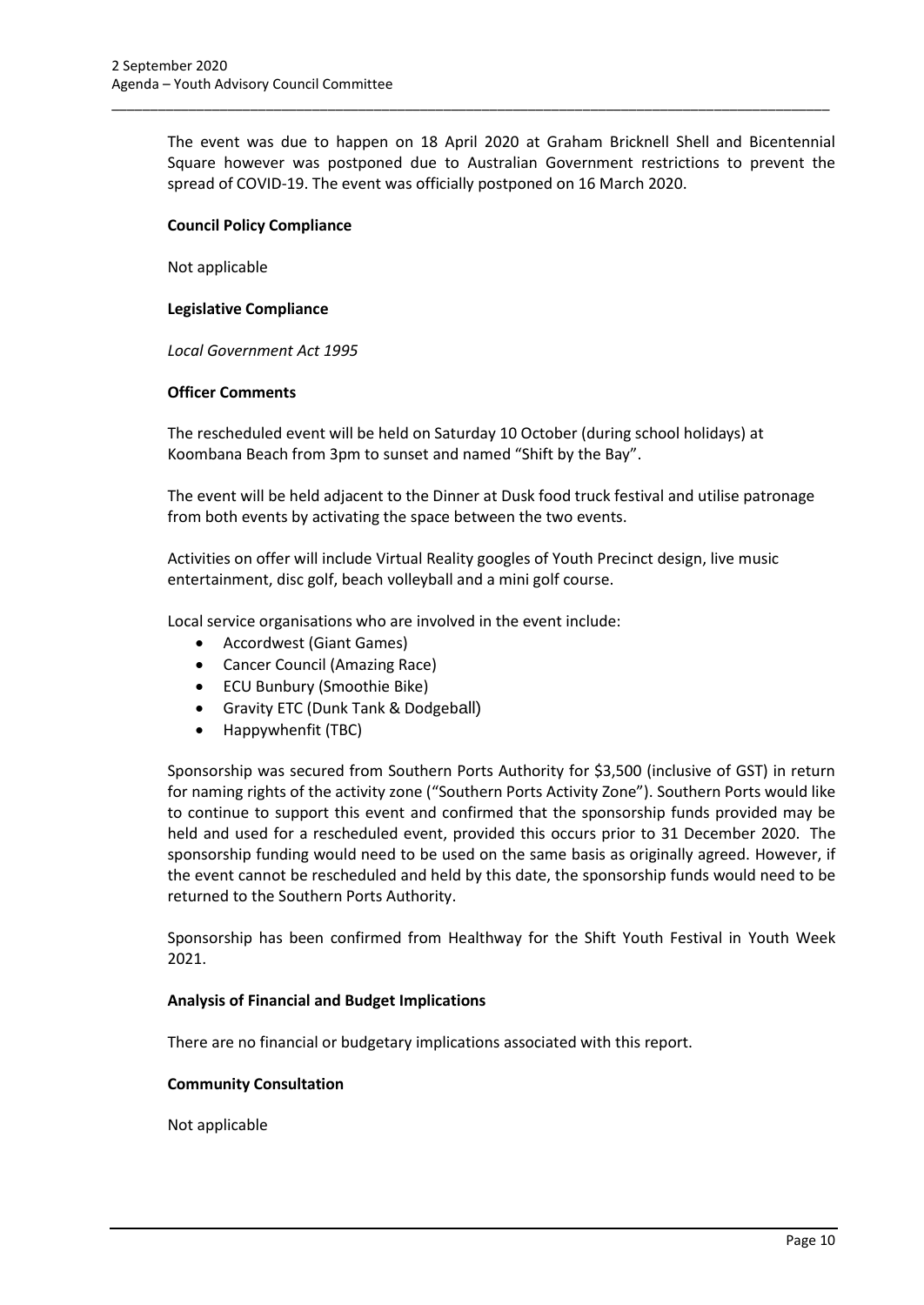The event was due to happen on 18 April 2020 at Graham Bricknell Shell and Bicentennial Square however was postponed due to Australian Government restrictions to prevent the spread of COVID-19. The event was officially postponed on 16 March 2020.

**Council Policy Compliance**

Not applicable

**Legislative Compliance**

*Local Government Act 1995*

**Officer Comments**

The rescheduled event will be held on Saturday 10 October (during school holidays) at Koombana Beach from 3pm to sunset and named "Shift by the Bay".

The event will be held adjacent to the Dinner at Dusk food truck festival and utilise patronage from both events by activating the space between the two events.

Activities on offer will include Virtual Reality googles of Youth Precinct design, live music entertainment, disc golf, beach volleyball and a mini golf course.

Local service organisations who are involved in the event include:

- Accordwest (Giant Games)
- Cancer Council (Amazing Race)
- ECU Bunbury (Smoothie Bike)
- Gravity ETC (Dunk Tank & Dodgeball)
- Happywhenfit (TBC)

Sponsorship was secured from Southern Ports Authority for $3,500 (inclusive of GST) in return for naming rights of the activity zone ("Southern Ports Activity Zone"). Southern Ports would like to continue to support this event and confirmed that the sponsorship funds provided may be held and used for a rescheduled event, provided this occurs prior to 31 December 2020. The sponsorship funding would need to be used on the same basis as originally agreed. However, if the event cannot be rescheduled and held by this date, the sponsorship funds would need to be returned to the Southern Ports Authority.

Sponsorship has been confirmed from Healthway for the Shift Youth Festival in Youth Week 2021.

**Analysis of Financial and Budget Implications**

There are no financial or budgetary implications associated with this report.

**Community Consultation**

Not applicable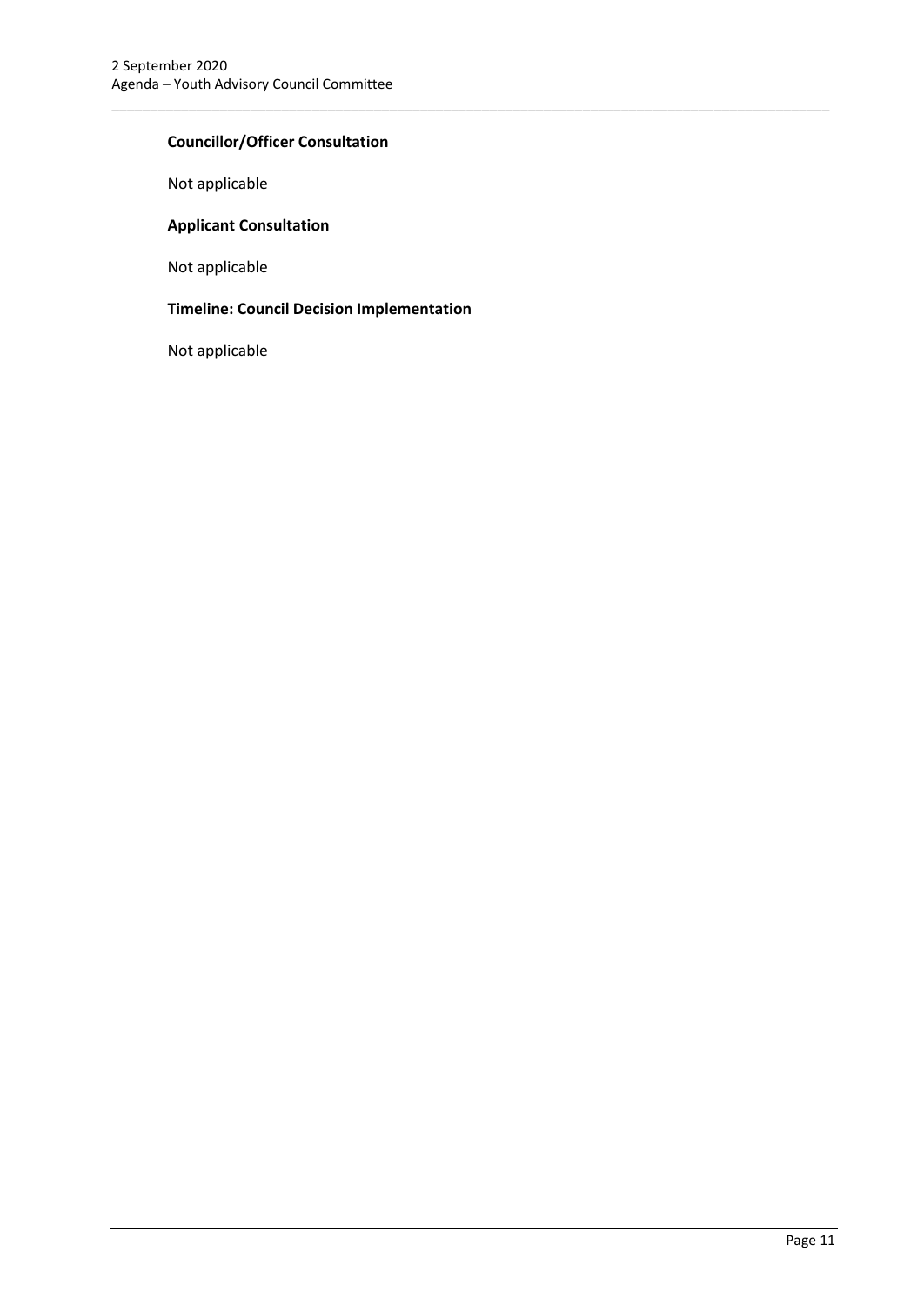**Councillor/Officer Consultation**

Not applicable

**Applicant Consultation**

Not applicable

**Timeline: Council Decision Implementation**

Not applicable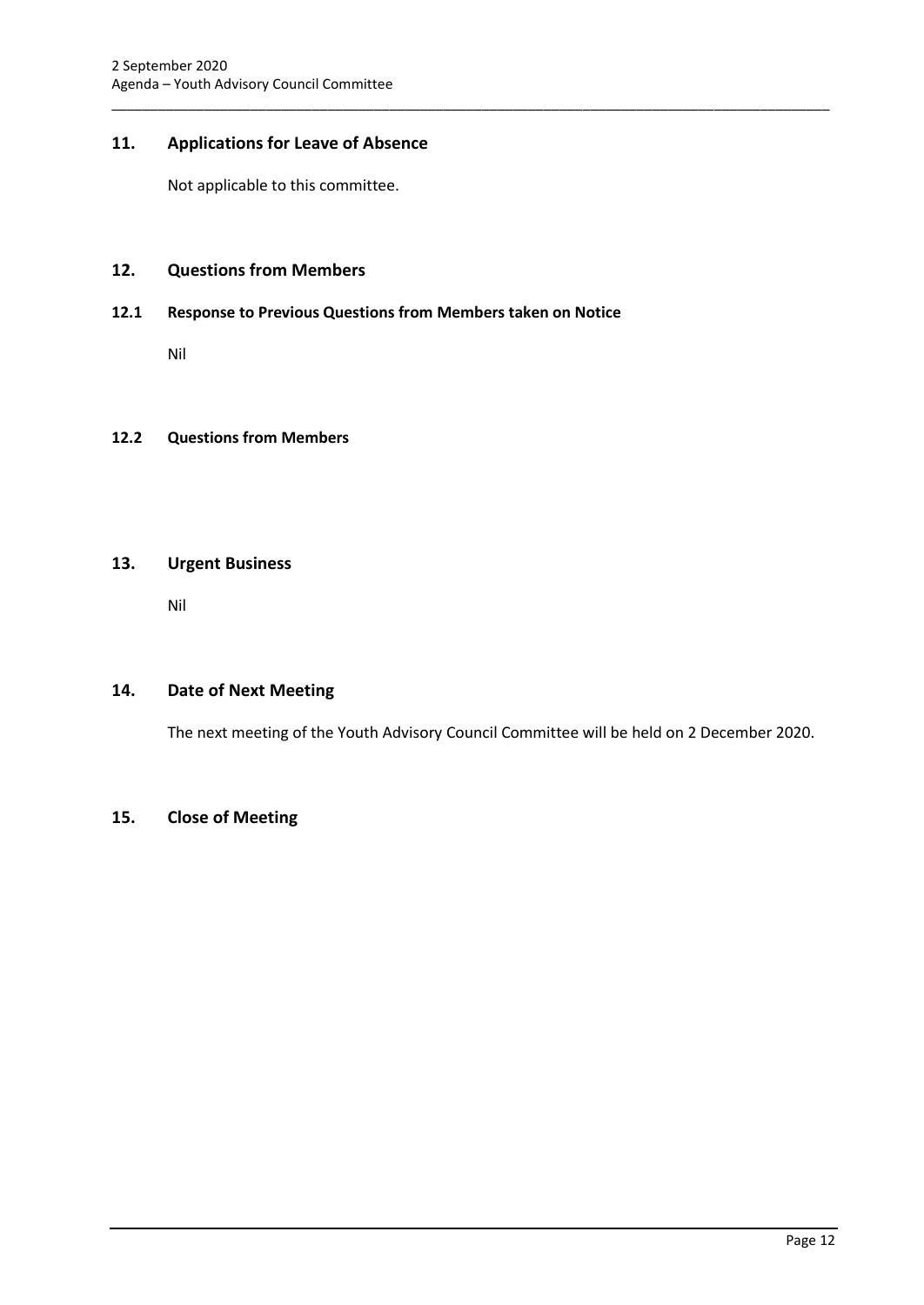## 11. Applications for Leave of Absence

Not applicable to this committee.

## 12. Questions from Members

### 12.1 Response to Previous Questions from Members taken on Notice

Nil

### 12.2 Questions from Members

## 13. Urgent Business

Nil

## 14. Date of Next Meeting

The next meeting of the Youth Advisory Council Committee will be held on 2 December 2020.

## 15. Close of Meeting